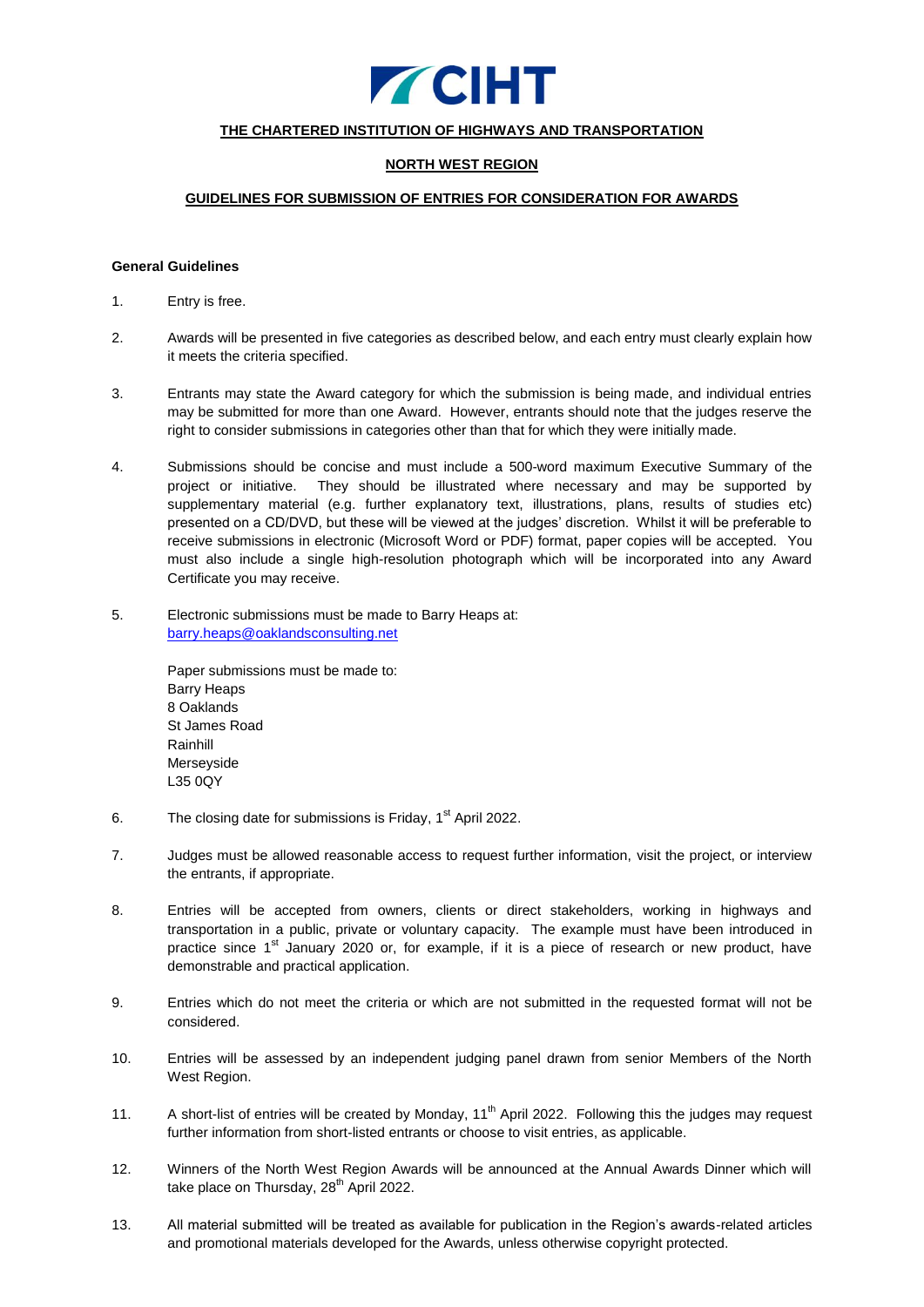**CIHT**

# THE CHARTERED INSTITUTION OF HIGHWAYS AND TRANSPORTATION

## NORTH WEST REGION

## GUIDELINES FOR SUBMISSION OF ENTRIES FOR CONSIDERATION FOR AWARDS

**General Guidelines**

1. Entry is free.

2. Awards will be presented in five categories as described below, and each entry must clearly explain how it meets the criteria specified.

3. Entrants may state the Award category for which the submission is being made, and individual entries may be submitted for more than one Award. However, entrants should note that the judges reserve the right to consider submissions in categories other than that for which they were initially made.

4. Submissions should be concise and must include a 500-word maximum Executive Summary of the project or initiative. They should be illustrated where necessary and may be supported by supplementary material (e.g. further explanatory text, illustrations, plans, results of studies etc) presented on a CD/DVD, but these will be viewed at the judges' discretion. Whilst it will be preferable to receive submissions in electronic (Microsoft Word or PDF) format, paper copies will be accepted. You must also include a single high-resolution photograph which will be incorporated into any Award Certificate you may receive.

5. Electronic submissions must be made to Barry Heaps at: barry.heaps@oaklandsconsulting.net

   Paper submissions must be made to:
   Barry Heaps
   8 Oaklands
   St James Road
   Rainhill
   Merseyside
   L35 0QY

6. The closing date for submissions is Friday, 1st April 2022.

7. Judges must be allowed reasonable access to request further information, visit the project, or interview the entrants, if appropriate.

8. Entries will be accepted from owners, clients or direct stakeholders, working in highways and transportation in a public, private or voluntary capacity. The example must have been introduced in practice since 1st January 2020 or, for example, if it is a piece of research or new product, have demonstrable and practical application.

9. Entries which do not meet the criteria or which are not submitted in the requested format will not be considered.

10. Entries will be assessed by an independent judging panel drawn from senior Members of the North West Region.

11. A short-list of entries will be created by Monday, 11th April 2022. Following this the judges may request further information from short-listed entrants or choose to visit entries, as applicable.

12. Winners of the North West Region Awards will be announced at the Annual Awards Dinner which will take place on Thursday, 28th April 2022.

13. All material submitted will be treated as available for publication in the Region's awards-related articles and promotional materials developed for the Awards, unless otherwise copyright protected.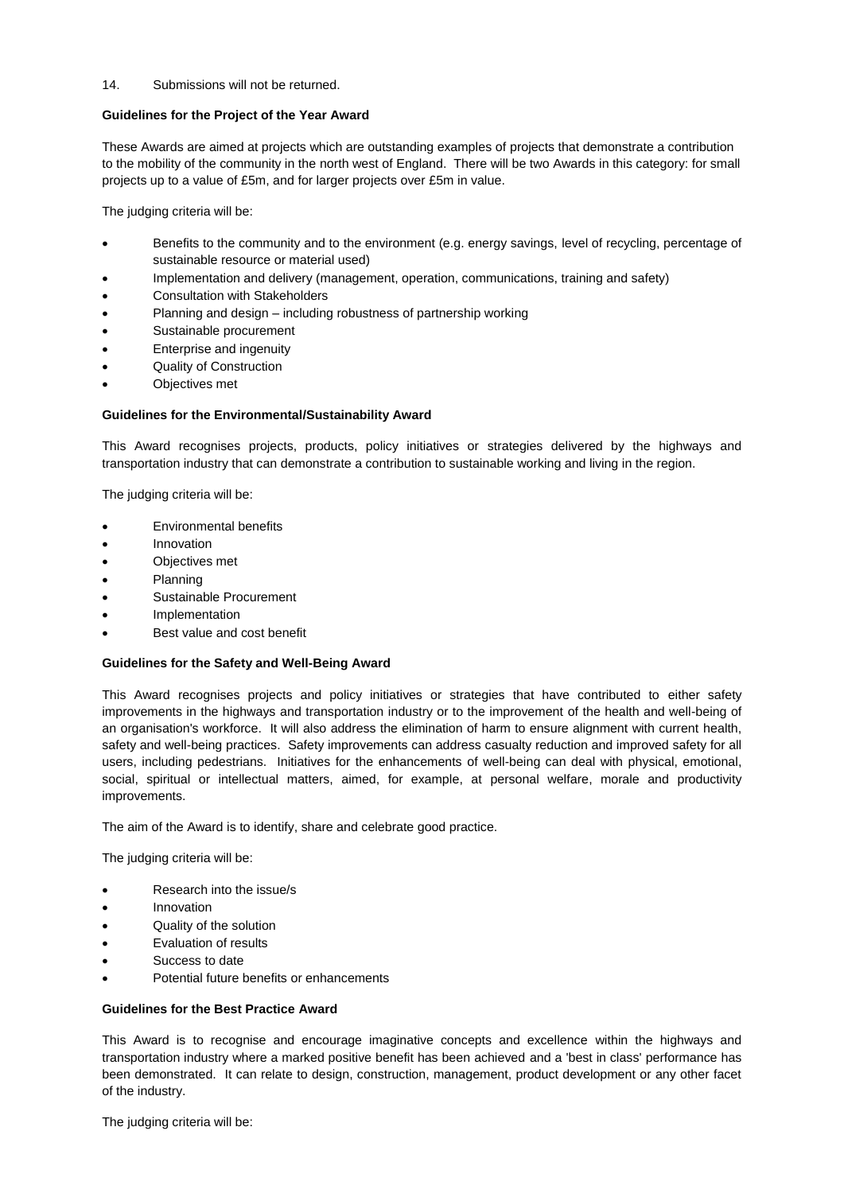14. Submissions will not be returned.

**Guidelines for the Project of the Year Award**

These Awards are aimed at projects which are outstanding examples of projects that demonstrate a contribution to the mobility of the community in the north west of England. There will be two Awards in this category: for small projects up to a value of £5m, and for larger projects over £5m in value.

The judging criteria will be:

- Benefits to the community and to the environment (e.g. energy savings, level of recycling, percentage of sustainable resource or material used)
- Implementation and delivery (management, operation, communications, training and safety)
- Consultation with Stakeholders
- Planning and design – including robustness of partnership working
- Sustainable procurement
- Enterprise and ingenuity
- Quality of Construction
- Objectives met

**Guidelines for the Environmental/Sustainability Award**

This Award recognises projects, products, policy initiatives or strategies delivered by the highways and transportation industry that can demonstrate a contribution to sustainable working and living in the region.

The judging criteria will be:

- Environmental benefits
- Innovation
- Objectives met
- Planning
- Sustainable Procurement
- Implementation
- Best value and cost benefit

**Guidelines for the Safety and Well-Being Award**

This Award recognises projects and policy initiatives or strategies that have contributed to either safety improvements in the highways and transportation industry or to the improvement of the health and well-being of an organisation's workforce. It will also address the elimination of harm to ensure alignment with current health, safety and well-being practices. Safety improvements can address casualty reduction and improved safety for all users, including pedestrians. Initiatives for the enhancements of well-being can deal with physical, emotional, social, spiritual or intellectual matters, aimed, for example, at personal welfare, morale and productivity improvements.

The aim of the Award is to identify, share and celebrate good practice.

The judging criteria will be:

- Research into the issue/s
- Innovation
- Quality of the solution
- Evaluation of results
- Success to date
- Potential future benefits or enhancements

**Guidelines for the Best Practice Award**

This Award is to recognise and encourage imaginative concepts and excellence within the highways and transportation industry where a marked positive benefit has been achieved and a 'best in class' performance has been demonstrated. It can relate to design, construction, management, product development or any other facet of the industry.

The judging criteria will be: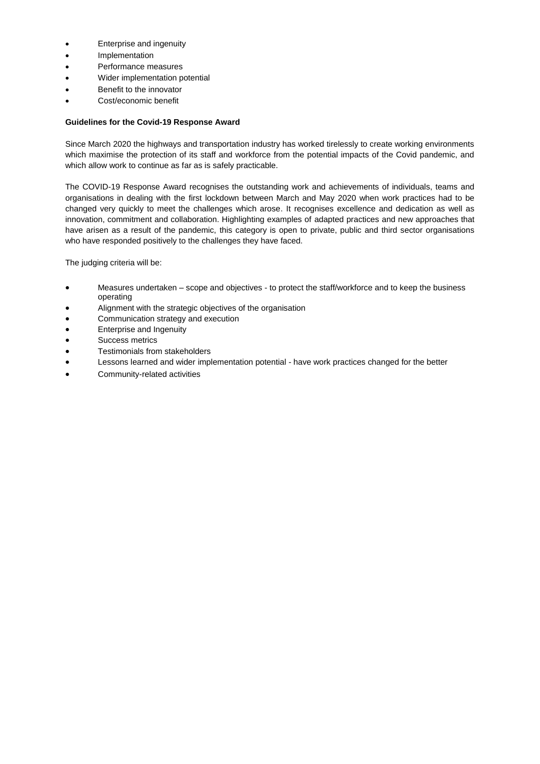- Enterprise and ingenuity
- Implementation
- Performance measures
- Wider implementation potential
- Benefit to the innovator
- Cost/economic benefit

**Guidelines for the Covid-19 Response Award**

Since March 2020 the highways and transportation industry has worked tirelessly to create working environments which maximise the protection of its staff and workforce from the potential impacts of the Covid pandemic, and which allow work to continue as far as is safely practicable.

The COVID-19 Response Award recognises the outstanding work and achievements of individuals, teams and organisations in dealing with the first lockdown between March and May 2020 when work practices had to be changed very quickly to meet the challenges which arose. It recognises excellence and dedication as well as innovation, commitment and collaboration. Highlighting examples of adapted practices and new approaches that have arisen as a result of the pandemic, this category is open to private, public and third sector organisations who have responded positively to the challenges they have faced.

The judging criteria will be:

- Measures undertaken – scope and objectives - to protect the staff/workforce and to keep the business operating
- Alignment with the strategic objectives of the organisation
- Communication strategy and execution
- Enterprise and Ingenuity
- Success metrics
- Testimonials from stakeholders
- Lessons learned and wider implementation potential - have work practices changed for the better
- Community-related activities